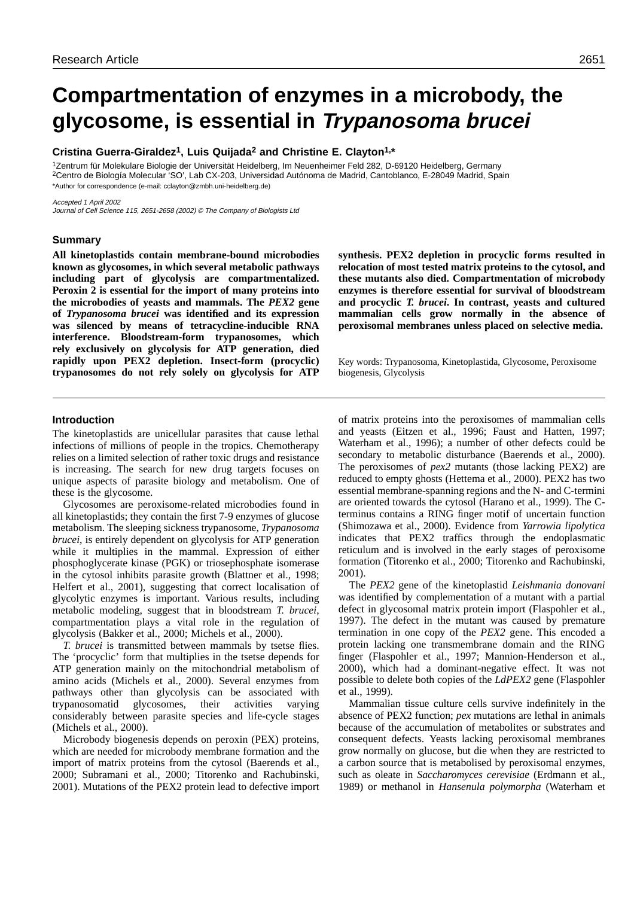# Compartmentation of enzymes in a microbody, the glycosome, is essential in *Trypanosoma brucei*

**Cristina Guerra-Giraldez[1], Luis Quijada[2] and Christine E. Clayton[1,*]**

[1]Zentrum für Molekulare Biologie der Universität Heidelberg, Im Neuenheimer Feld 282, D-69120 Heidelberg, Germany
[2]Centro de Biología Molecular 'SO', Lab CX-203, Universidad Autónoma de Madrid, Cantoblanco, E-28049 Madrid, Spain
*Author for correspondence (e-mail: cclayton@zmbh.uni-heidelberg.de)

*Accepted 1 April 2002*
*Journal of Cell Science 115, 2651-2658 (2002) © The Company of Biologists Ltd*

## Summary

**All kinetoplastids contain membrane-bound microbodies known as glycosomes, in which several metabolic pathways including part of glycolysis are compartmentalized. Peroxin 2 is essential for the import of many proteins into the microbodies of yeasts and mammals. The *PEX2* gene of *Trypanosoma brucei* was identified and its expression was silenced by means of tetracycline-inducible RNA interference. Bloodstream-form trypanosomes, which rely exclusively on glycolysis for ATP generation, died rapidly upon PEX2 depletion. Insect-form (procyclic) trypanosomes do not rely solely on glycolysis for ATP synthesis. PEX2 depletion in procyclic forms resulted in relocation of most tested matrix proteins to the cytosol, and these mutants also died. Compartmentation of microbody enzymes is therefore essential for survival of bloodstream and procyclic *T. brucei*. In contrast, yeasts and cultured mammalian cells grow normally in the absence of peroxisomal membranes unless placed on selective media.**

Key words: Trypanosoma, Kinetoplastida, Glycosome, Peroxisome biogenesis, Glycolysis

## Introduction

The kinetoplastids are unicellular parasites that cause lethal infections of millions of people in the tropics. Chemotherapy relies on a limited selection of rather toxic drugs and resistance is increasing. The search for new drug targets focuses on unique aspects of parasite biology and metabolism. One of these is the glycosome.

Glycosomes are peroxisome-related microbodies found in all kinetoplastids; they contain the first 7-9 enzymes of glucose metabolism. The sleeping sickness trypanosome, *Trypanosoma brucei*, is entirely dependent on glycolysis for ATP generation while it multiplies in the mammal. Expression of either phosphoglycerate kinase (PGK) or triosephosphate isomerase in the cytosol inhibits parasite growth (Blattner et al., 1998; Helfert et al., 2001), suggesting that correct localisation of glycolytic enzymes is important. Various results, including metabolic modeling, suggest that in bloodstream *T. brucei*, compartmentation plays a vital role in the regulation of glycolysis (Bakker et al., 2000; Michels et al., 2000).

*T. brucei* is transmitted between mammals by tsetse flies. The 'procyclic' form that multiplies in the tsetse depends for ATP generation mainly on the mitochondrial metabolism of amino acids (Michels et al., 2000). Several enzymes from pathways other than glycolysis can be associated with trypanosomatid glycosomes, their activities varying considerably between parasite species and life-cycle stages (Michels et al., 2000).

Microbody biogenesis depends on peroxin (PEX) proteins, which are needed for microbody membrane formation and the import of matrix proteins from the cytosol (Baerends et al., 2000; Subramani et al., 2000; Titorenko and Rachubinski, 2001). Mutations of the PEX2 protein lead to defective import of matrix proteins into the peroxisomes of mammalian cells and yeasts (Eitzen et al., 1996; Faust and Hatten, 1997; Waterham et al., 1996); a number of other defects could be secondary to metabolic disturbance (Baerends et al., 2000). The peroxisomes of *pex2* mutants (those lacking PEX2) are reduced to empty ghosts (Hettema et al., 2000). PEX2 has two essential membrane-spanning regions and the N- and C-termini are oriented towards the cytosol (Harano et al., 1999). The C-terminus contains a RING finger motif of uncertain function (Shimozawa et al., 2000). Evidence from *Yarrowia lipolytica* indicates that PEX2 traffics through the endoplasmatic reticulum and is involved in the early stages of peroxisome formation (Titorenko et al., 2000; Titorenko and Rachubinski, 2001).

The *PEX2* gene of the kinetoplastid *Leishmania donovani* was identified by complementation of a mutant with a partial defect in glycosomal matrix protein import (Flaspohler et al., 1997). The defect in the mutant was caused by premature termination in one copy of the *PEX2* gene. This encoded a protein lacking one transmembrane domain and the RING finger (Flaspohler et al., 1997; Mannion-Henderson et al., 2000), which had a dominant-negative effect. It was not possible to delete both copies of the *LdPEX2* gene (Flaspohler et al., 1999).

Mammalian tissue culture cells survive indefinitely in the absence of PEX2 function; *pex* mutations are lethal in animals because of the accumulation of metabolites or substrates and consequent defects. Yeasts lacking peroxisomal membranes grow normally on glucose, but die when they are restricted to a carbon source that is metabolised by peroxisomal enzymes, such as oleate in *Saccharomyces cerevisiae* (Erdmann et al., 1989) or methanol in *Hansenula polymorpha* (Waterham et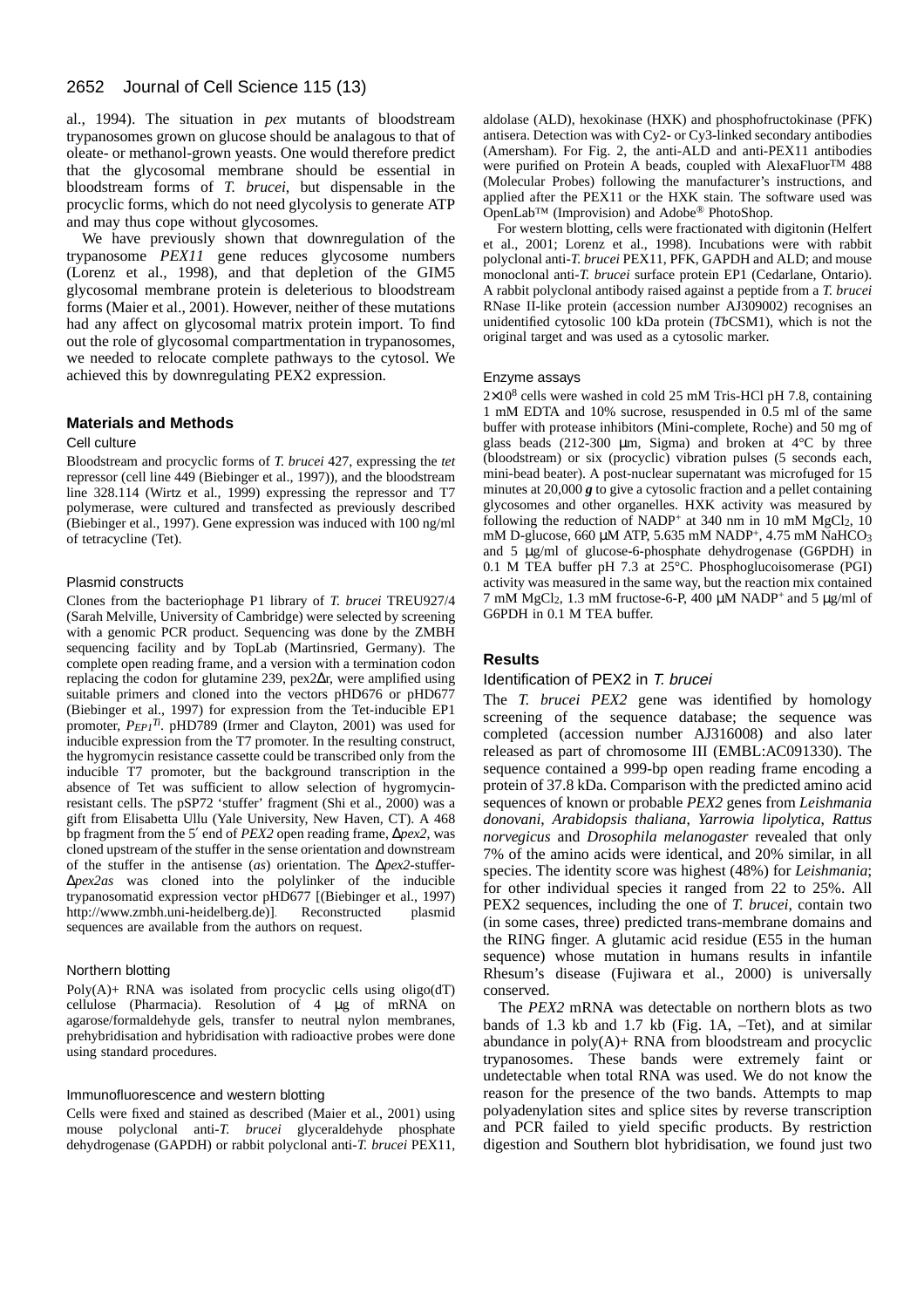al., 1994). The situation in *pex* mutants of bloodstream trypanosomes grown on glucose should be analagous to that of oleate- or methanol-grown yeasts. One would therefore predict that the glycosomal membrane should be essential in bloodstream forms of *T. brucei*, but dispensable in the procyclic forms, which do not need glycolysis to generate ATP and may thus cope without glycosomes.

We have previously shown that downregulation of the trypanosome *PEX11* gene reduces glycosome numbers (Lorenz et al., 1998), and that depletion of the GIM5 glycosomal membrane protein is deleterious to bloodstream forms (Maier et al., 2001). However, neither of these mutations had any affect on glycosomal matrix protein import. To find out the role of glycosomal compartmentation in trypanosomes, we needed to relocate complete pathways to the cytosol. We achieved this by downregulating PEX2 expression.

## Materials and Methods

### Cell culture

Bloodstream and procyclic forms of *T. brucei* 427, expressing the *tet* repressor (cell line 449 (Biebinger et al., 1997)), and the bloodstream line 328.114 (Wirtz et al., 1999) expressing the repressor and T7 polymerase, were cultured and transfected as previously described (Biebinger et al., 1997). Gene expression was induced with 100 ng/ml of tetracycline (Tet).

### Plasmid constructs

Clones from the bacteriophage P1 library of *T. brucei* TREU927/4 (Sarah Melville, University of Cambridge) were selected by screening with a genomic PCR product. Sequencing was done by the ZMBH sequencing facility and by TopLab (Martinsried, Germany). The complete open reading frame, and a version with a termination codon replacing the codon for glutamine 239, pex2Δr, were amplified using suitable primers and cloned into the vectors pHD676 or pHD677 (Biebinger et al., 1997) for expression from the Tet-inducible EP1 promoter, $P_{EP1}^{Ti}$. pHD789 (Irmer and Clayton, 2001) was used for inducible expression from the T7 promoter. In the resulting construct, the hygromycin resistance cassette could be transcribed only from the inducible T7 promoter, but the background transcription in the absence of Tet was sufficient to allow selection of hygromycin-resistant cells. The pSP72 'stuffer' fragment (Shi et al., 2000) was a gift from Elisabetta Ullu (Yale University, New Haven, CT). A 468 bp fragment from the 5′ end of *PEX2* open reading frame, Δ*pex2*, was cloned upstream of the stuffer in the sense orientation and downstream of the stuffer in the antisense (*as*) orientation. The Δ*pex2*-stuffer-Δ*pex2as* was cloned into the polylinker of the inducible trypanosomatid expression vector pHD677 [(Biebinger et al., 1997) http://www.zmbh.uni-heidelberg.de)]. Reconstructed plasmid sequences are available from the authors on request.

### Northern blotting

Poly(A)+ RNA was isolated from procyclic cells using oligo(dT) cellulose (Pharmacia). Resolution of 4 μg of mRNA on agarose/formaldehyde gels, transfer to neutral nylon membranes, prehybridisation and hybridisation with radioactive probes were done using standard procedures.

### Immunofluorescence and western blotting

Cells were fixed and stained as described (Maier et al., 2001) using mouse polyclonal anti-*T. brucei* glyceraldehyde phosphate dehydrogenase (GAPDH) or rabbit polyclonal anti-*T. brucei* PEX11, aldolase (ALD), hexokinase (HXK) and phosphofructokinase (PFK) antisera. Detection was with Cy2- or Cy3-linked secondary antibodies (Amersham). For Fig. 2, the anti-ALD and anti-PEX11 antibodies were purified on Protein A beads, coupled with AlexaFluor™ 488 (Molecular Probes) following the manufacturer's instructions, and applied after the PEX11 or the HXK stain. The software used was OpenLab™ (Improvision) and Adobe® PhotoShop.

For western blotting, cells were fractionated with digitonin (Helfert et al., 2001; Lorenz et al., 1998). Incubations were with rabbit polyclonal anti-*T. brucei* PEX11, PFK, GAPDH and ALD; and mouse monoclonal anti-*T. brucei* surface protein EP1 (Cedarlane, Ontario). A rabbit polyclonal antibody raised against a peptide from a *T. brucei* RNase II-like protein (accession number AJ309002) recognises an unidentified cytosolic 100 kDa protein (*Tb*CSM1), which is not the original target and was used as a cytosolic marker.

### Enzyme assays

$2\times10^8$ cells were washed in cold 25 mM Tris-HCl pH 7.8, containing 1 mM EDTA and 10% sucrose, resuspended in 0.5 ml of the same buffer with protease inhibitors (Mini-complete, Roche) and 50 mg of glass beads (212-300 μm, Sigma) and broken at 4°C by three (bloodstream) or six (procyclic) vibration pulses (5 seconds each, mini-bead beater). A post-nuclear supernatant was microfuged for 15 minutes at 20,000 ***g*** to give a cytosolic fraction and a pellet containing glycosomes and other organelles. HXK activity was measured by following the reduction of $NADP^+$ at 340 nm in 10 mM $MgCl_2$, 10 mM D-glucose, 660 μM ATP, 5.635 mM $NADP^+$, 4.75 mM $NaHCO_3$ and 5 μg/ml of glucose-6-phosphate dehydrogenase (G6PDH) in 0.1 M TEA buffer pH 7.3 at 25°C. Phosphoglucoisomerase (PGI) activity was measured in the same way, but the reaction mix contained 7 mM $MgCl_2$, 1.3 mM fructose-6-P, 400 μM $NADP^+$ and 5 μg/ml of G6PDH in 0.1 M TEA buffer.

## Results

### Identification of PEX2 in *T. brucei*

The *T. brucei PEX2* gene was identified by homology screening of the sequence database; the sequence was completed (accession number AJ316008) and also later released as part of chromosome III (EMBL:AC091330). The sequence contained a 999-bp open reading frame encoding a protein of 37.8 kDa. Comparison with the predicted amino acid sequences of known or probable *PEX2* genes from *Leishmania donovani*, *Arabidopsis thaliana*, *Yarrowia lipolytica*, *Rattus norvegicus* and *Drosophila melanogaster* revealed that only 7% of the amino acids were identical, and 20% similar, in all species. The identity score was highest (48%) for *Leishmania*; for other individual species it ranged from 22 to 25%. All PEX2 sequences, including the one of *T. brucei*, contain two (in some cases, three) predicted trans-membrane domains and the RING finger. A glutamic acid residue (E55 in the human sequence) whose mutation in humans results in infantile Rhesum's disease (Fujiwara et al., 2000) is universally conserved.

The *PEX2* mRNA was detectable on northern blots as two bands of 1.3 kb and 1.7 kb (Fig. 1A, –Tet), and at similar abundance in poly(A)+ RNA from bloodstream and procyclic trypanosomes. These bands were extremely faint or undetectable when total RNA was used. We do not know the reason for the presence of the two bands. Attempts to map polyadenylation sites and splice sites by reverse transcription and PCR failed to yield specific products. By restriction digestion and Southern blot hybridisation, we found just two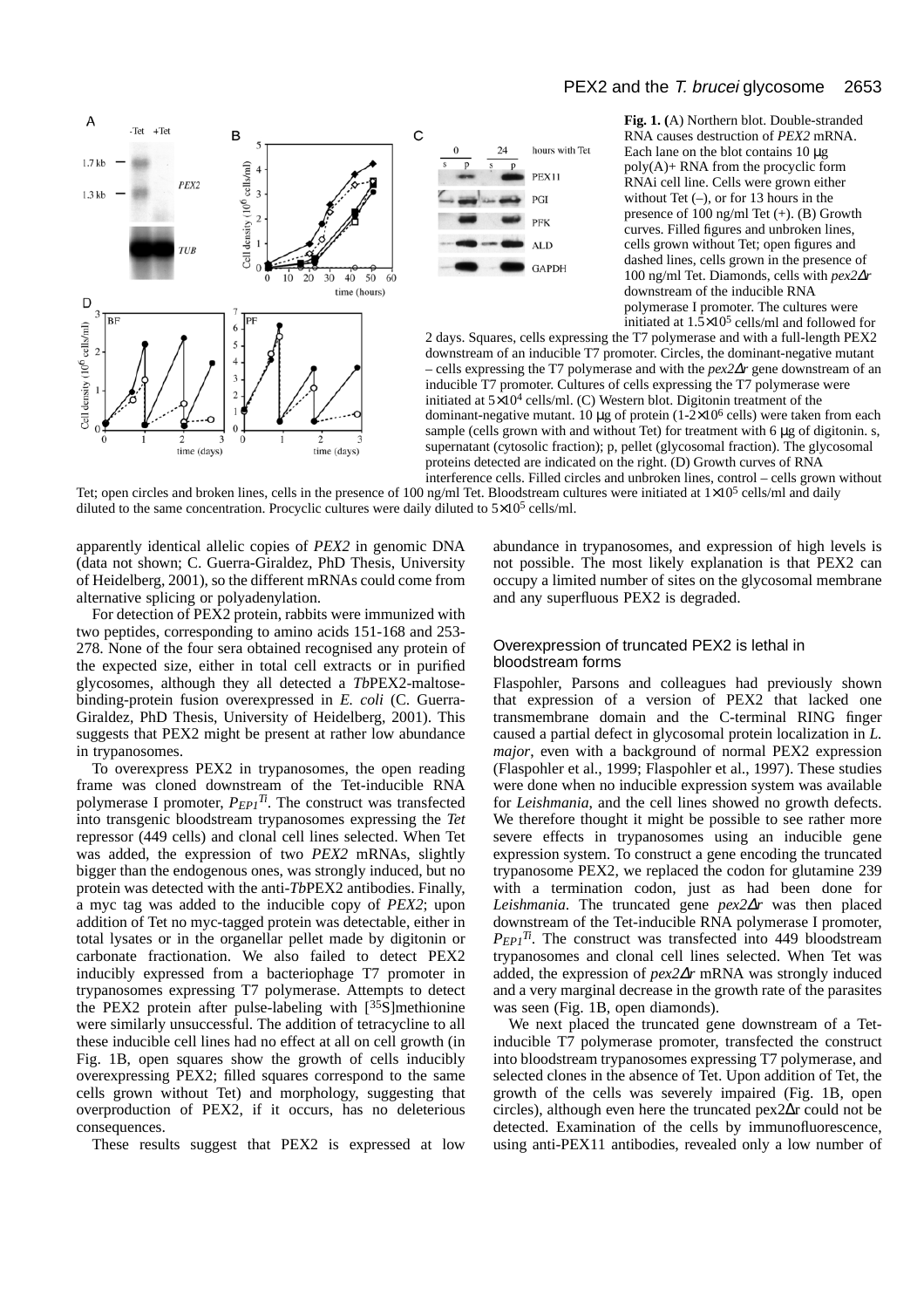**Fig. 1.** (A) Northern blot. Double-stranded RNA causes destruction of *PEX2* mRNA. Each lane on the blot contains 10 μg poly(A)+ RNA from the procyclic form RNAi cell line. Cells were grown either without Tet (–), or for 13 hours in the presence of 100 ng/ml Tet (+). (B) Growth curves. Filled figures and unbroken lines, cells grown without Tet; open figures and dashed lines, cells grown in the presence of 100 ng/ml Tet. Diamonds, cells with *pex2Δr* downstream of the inducible RNA polymerase I promoter. The cultures were initiated at 1.5×10[5] cells/ml and followed for 2 days. Squares, cells expressing the T7 polymerase and with a full-length PEX2 downstream of an inducible T7 promoter. Circles, the dominant-negative mutant – cells expressing the T7 polymerase and with the *pex2Δr* gene downstream of an inducible T7 promoter. Cultures of cells expressing the T7 polymerase were initiated at 5×10[4] cells/ml. (C) Western blot. Digitonin treatment of the dominant-negative mutant. 10 μg of protein (1-2×10[6] cells) were taken from each sample (cells grown with and without Tet) for treatment with 6 μg of digitonin. s, supernatant (cytosolic fraction); p, pellet (glycosomal fraction). The glycosomal proteins detected are indicated on the right. (D) Growth curves of RNA interference cells. Filled circles and unbroken lines, control – cells grown without Tet; open circles and broken lines, cells in the presence of 100 ng/ml Tet. Bloodstream cultures were initiated at 1×10[5] cells/ml and daily diluted to the same concentration. Procyclic cultures were daily diluted to 5×10[5] cells/ml.

apparently identical allelic copies of *PEX2* in genomic DNA (data not shown; C. Guerra-Giraldez, PhD Thesis, University of Heidelberg, 2001), so the different mRNAs could come from alternative splicing or polyadenylation.

For detection of PEX2 protein, rabbits were immunized with two peptides, corresponding to amino acids 151-168 and 253-278. None of the four sera obtained recognised any protein of the expected size, either in total cell extracts or in purified glycosomes, although they all detected a *Tb*PEX2-maltose-binding-protein fusion overexpressed in *E. coli* (C. Guerra-Giraldez, PhD Thesis, University of Heidelberg, 2001). This suggests that PEX2 might be present at rather low abundance in trypanosomes.

To overexpress PEX2 in trypanosomes, the open reading frame was cloned downstream of the Tet-inducible RNA polymerase I promoter, $P_{EP1}^{Ti}$. The construct was transfected into transgenic bloodstream trypanosomes expressing the *Tet* repressor (449 cells) and clonal cell lines selected. When Tet was added, the expression of two *PEX2* mRNAs, slightly bigger than the endogenous ones, was strongly induced, but no protein was detected with the anti-*Tb*PEX2 antibodies. Finally, a myc tag was added to the inducible copy of *PEX2*; upon addition of Tet no myc-tagged protein was detectable, either in total lysates or in the organellar pellet made by digitonin or carbonate fractionation. We also failed to detect PEX2 inducibly expressed from a bacteriophage T7 promoter in trypanosomes expressing T7 polymerase. Attempts to detect the PEX2 protein after pulse-labeling with [$^{35}$S]methionine were similarly unsuccessful. The addition of tetracycline to all these inducible cell lines had no effect at all on cell growth (in Fig. 1B, open squares show the growth of cells inducibly overexpressing PEX2; filled squares correspond to the same cells grown without Tet) and morphology, suggesting that overproduction of PEX2, if it occurs, has no deleterious consequences.

These results suggest that PEX2 is expressed at low abundance in trypanosomes, and expression of high levels is not possible. The most likely explanation is that PEX2 can occupy a limited number of sites on the glycosomal membrane and any superfluous PEX2 is degraded.

### Overexpression of truncated PEX2 is lethal in bloodstream forms

Flaspohler, Parsons and colleagues had previously shown that expression of a version of PEX2 that lacked one transmembrane domain and the C-terminal RING finger caused a partial defect in glycosomal protein localization in *L. major*, even with a background of normal PEX2 expression (Flaspohler et al., 1999; Flaspohler et al., 1997). These studies were done when no inducible expression system was available for *Leishmania*, and the cell lines showed no growth defects. We therefore thought it might be possible to see rather more severe effects in trypanosomes using an inducible gene expression system. To construct a gene encoding the truncated trypanosome PEX2, we replaced the codon for glutamine 239 with a termination codon, just as had been done for *Leishmania*. The truncated gene *pex2Δr* was then placed downstream of the Tet-inducible RNA polymerase I promoter, $P_{EP1}^{Ti}$. The construct was transfected into 449 bloodstream trypanosomes and clonal cell lines selected. When Tet was added, the expression of *pex2Δr* mRNA was strongly induced and a very marginal decrease in the growth rate of the parasites was seen (Fig. 1B, open diamonds).

We next placed the truncated gene downstream of a Tet-inducible T7 polymerase promoter, transfected the construct into bloodstream trypanosomes expressing T7 polymerase, and selected clones in the absence of Tet. Upon addition of Tet, the growth of the cells was severely impaired (Fig. 1B, open circles), although even here the truncated pex2Δr could not be detected. Examination of the cells by immunofluorescence, using anti-PEX11 antibodies, revealed only a low number of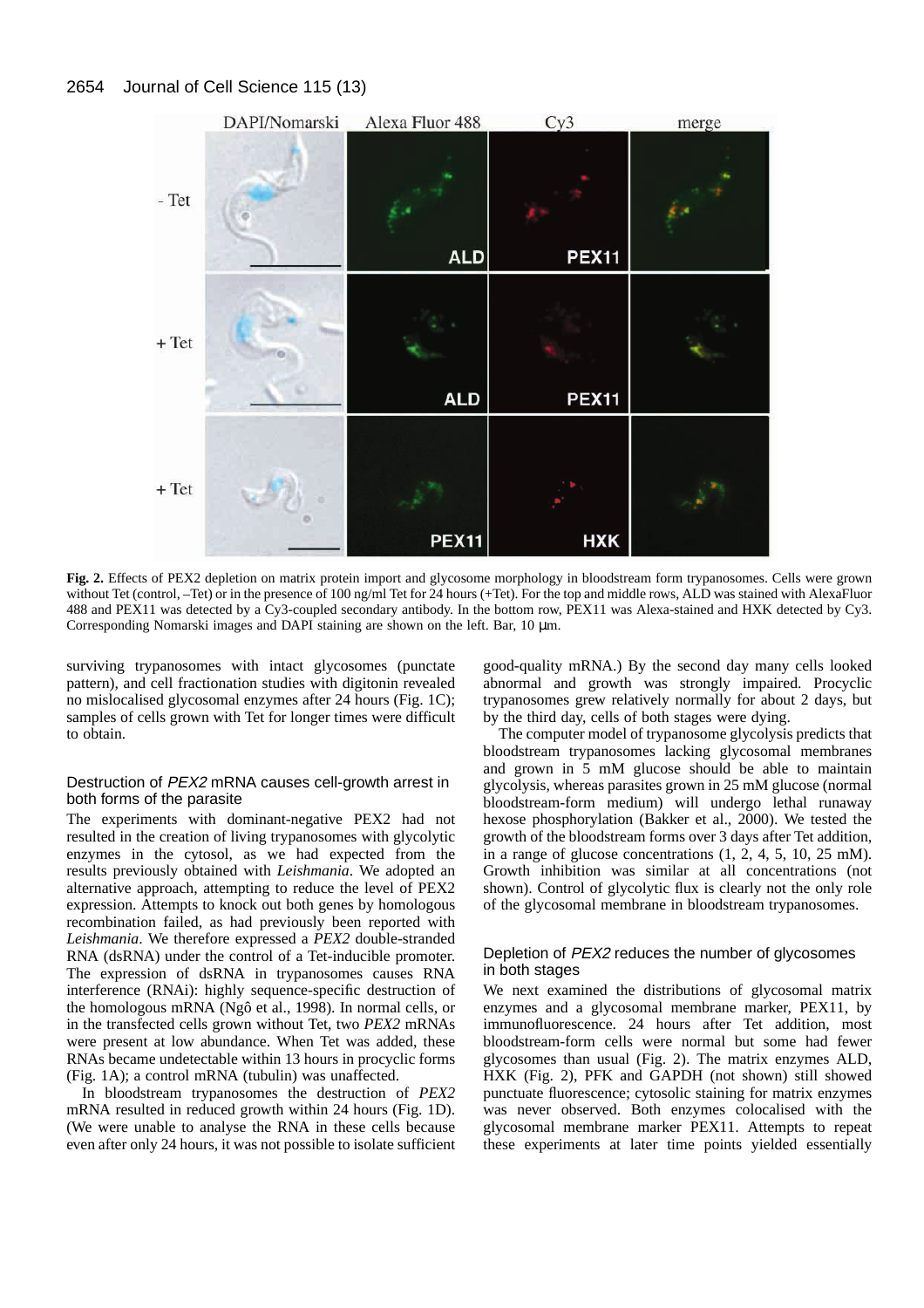**Fig. 2.** Effects of PEX2 depletion on matrix protein import and glycosome morphology in bloodstream form trypanosomes. Cells were grown without Tet (control, –Tet) or in the presence of 100 ng/ml Tet for 24 hours (+Tet). For the top and middle rows, ALD was stained with AlexaFluor 488 and PEX11 was detected by a Cy3-coupled secondary antibody. In the bottom row, PEX11 was Alexa-stained and HXK detected by Cy3. Corresponding Nomarski images and DAPI staining are shown on the left. Bar, 10 μm.

surviving trypanosomes with intact glycosomes (punctate pattern), and cell fractionation studies with digitonin revealed no mislocalised glycosomal enzymes after 24 hours (Fig. 1C); samples of cells grown with Tet for longer times were difficult to obtain.

### Destruction of *PEX2* mRNA causes cell-growth arrest in both forms of the parasite

The experiments with dominant-negative PEX2 had not resulted in the creation of living trypanosomes with glycolytic enzymes in the cytosol, as we had expected from the results previously obtained with *Leishmania*. We adopted an alternative approach, attempting to reduce the level of PEX2 expression. Attempts to knock out both genes by homologous recombination failed, as had previously been reported with *Leishmania*. We therefore expressed a *PEX2* double-stranded RNA (dsRNA) under the control of a Tet-inducible promoter. The expression of dsRNA in trypanosomes causes RNA interference (RNAi): highly sequence-specific destruction of the homologous mRNA (Ngô et al., 1998). In normal cells, or in the transfected cells grown without Tet, two *PEX2* mRNAs were present at low abundance. When Tet was added, these RNAs became undetectable within 13 hours in procyclic forms (Fig. 1A); a control mRNA (tubulin) was unaffected.

In bloodstream trypanosomes the destruction of *PEX2* mRNA resulted in reduced growth within 24 hours (Fig. 1D). (We were unable to analyse the RNA in these cells because even after only 24 hours, it was not possible to isolate sufficient good-quality mRNA.) By the second day many cells looked abnormal and growth was strongly impaired. Procyclic trypanosomes grew relatively normally for about 2 days, but by the third day, cells of both stages were dying.

The computer model of trypanosome glycolysis predicts that bloodstream trypanosomes lacking glycosomal membranes and grown in 5 mM glucose should be able to maintain glycolysis, whereas parasites grown in 25 mM glucose (normal bloodstream-form medium) will undergo lethal runaway hexose phosphorylation (Bakker et al., 2000). We tested the growth of the bloodstream forms over 3 days after Tet addition, in a range of glucose concentrations (1, 2, 4, 5, 10, 25 mM). Growth inhibition was similar at all concentrations (not shown). Control of glycolytic flux is clearly not the only role of the glycosomal membrane in bloodstream trypanosomes.

### Depletion of *PEX2* reduces the number of glycosomes in both stages

We next examined the distributions of glycosomal matrix enzymes and a glycosomal membrane marker, PEX11, by immunofluorescence. 24 hours after Tet addition, most bloodstream-form cells were normal but some had fewer glycosomes than usual (Fig. 2). The matrix enzymes ALD, HXK (Fig. 2), PFK and GAPDH (not shown) still showed punctuate fluorescence; cytosolic staining for matrix enzymes was never observed. Both enzymes colocalised with the glycosomal membrane marker PEX11. Attempts to repeat these experiments at later time points yielded essentially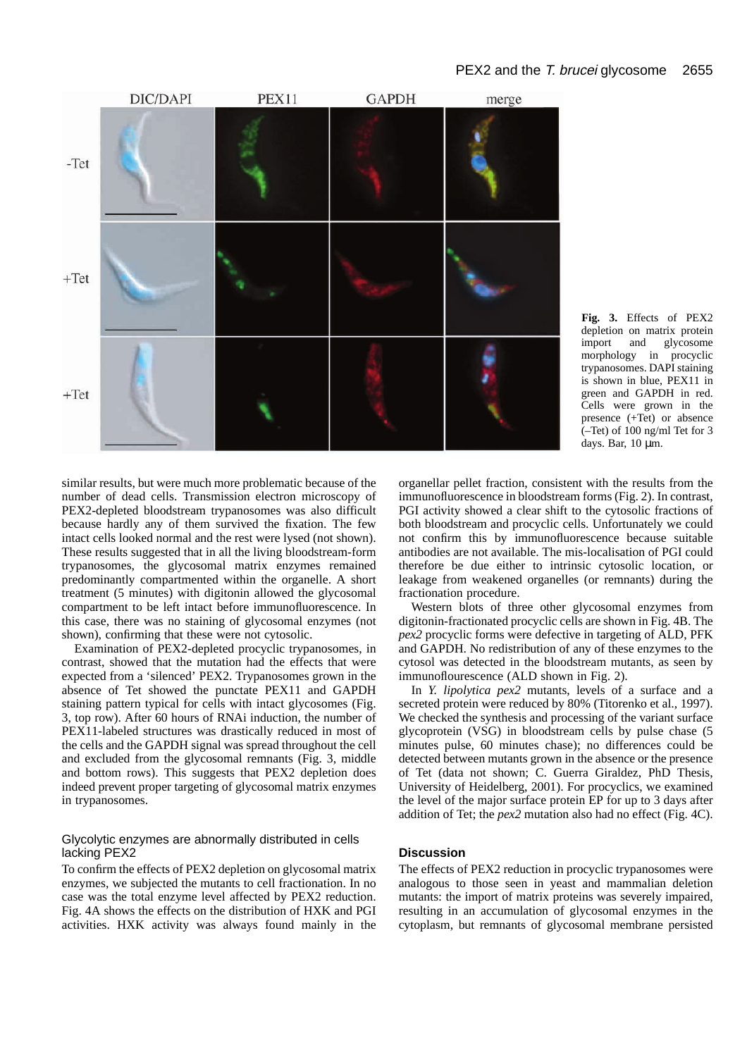**Fig. 3.** Effects of PEX2 depletion on matrix protein import and glycosome morphology in procyclic trypanosomes. DAPI staining is shown in blue, PEX11 in green and GAPDH in red. Cells were grown in the presence (+Tet) or absence (–Tet) of 100 ng/ml Tet for 3 days. Bar, 10 μm.

similar results, but were much more problematic because of the number of dead cells. Transmission electron microscopy of PEX2-depleted bloodstream trypanosomes was also difficult because hardly any of them survived the fixation. The few intact cells looked normal and the rest were lysed (not shown). These results suggested that in all the living bloodstream-form trypanosomes, the glycosomal matrix enzymes remained predominantly compartmented within the organelle. A short treatment (5 minutes) with digitonin allowed the glycosomal compartment to be left intact before immunofluorescence. In this case, there was no staining of glycosomal enzymes (not shown), confirming that these were not cytosolic.

Examination of PEX2-depleted procyclic trypanosomes, in contrast, showed that the mutation had the effects that were expected from a 'silenced' PEX2. Trypanosomes grown in the absence of Tet showed the punctate PEX11 and GAPDH staining pattern typical for cells with intact glycosomes (Fig. 3, top row). After 60 hours of RNAi induction, the number of PEX11-labeled structures was drastically reduced in most of the cells and the GAPDH signal was spread throughout the cell and excluded from the glycosomal remnants (Fig. 3, middle and bottom rows). This suggests that PEX2 depletion does indeed prevent proper targeting of glycosomal matrix enzymes in trypanosomes.

### Glycolytic enzymes are abnormally distributed in cells lacking PEX2

To confirm the effects of PEX2 depletion on glycosomal matrix enzymes, we subjected the mutants to cell fractionation. In no case was the total enzyme level affected by PEX2 reduction. Fig. 4A shows the effects on the distribution of HXK and PGI activities. HXK activity was always found mainly in the organellar pellet fraction, consistent with the results from the immunofluorescence in bloodstream forms (Fig. 2). In contrast, PGI activity showed a clear shift to the cytosolic fractions of both bloodstream and procyclic cells. Unfortunately we could not confirm this by immunofluorescence because suitable antibodies are not available. The mis-localisation of PGI could therefore be due either to intrinsic cytosolic location, or leakage from weakened organelles (or remnants) during the fractionation procedure.

Western blots of three other glycosomal enzymes from digitonin-fractionated procyclic cells are shown in Fig. 4B. The *pex2* procyclic forms were defective in targeting of ALD, PFK and GAPDH. No redistribution of any of these enzymes to the cytosol was detected in the bloodstream mutants, as seen by immunoflourescence (ALD shown in Fig. 2).

In *Y. lipolytica pex2* mutants, levels of a surface and a secreted protein were reduced by 80% (Titorenko et al., 1997). We checked the synthesis and processing of the variant surface glycoprotein (VSG) in bloodstream cells by pulse chase (5 minutes pulse, 60 minutes chase); no differences could be detected between mutants grown in the absence or the presence of Tet (data not shown; C. Guerra Giraldez, PhD Thesis, University of Heidelberg, 2001). For procyclics, we examined the level of the major surface protein EP for up to 3 days after addition of Tet; the *pex2* mutation also had no effect (Fig. 4C).

## Discussion

The effects of PEX2 reduction in procyclic trypanosomes were analogous to those seen in yeast and mammalian deletion mutants: the import of matrix proteins was severely impaired, resulting in an accumulation of glycosomal enzymes in the cytoplasm, but remnants of glycosomal membrane persisted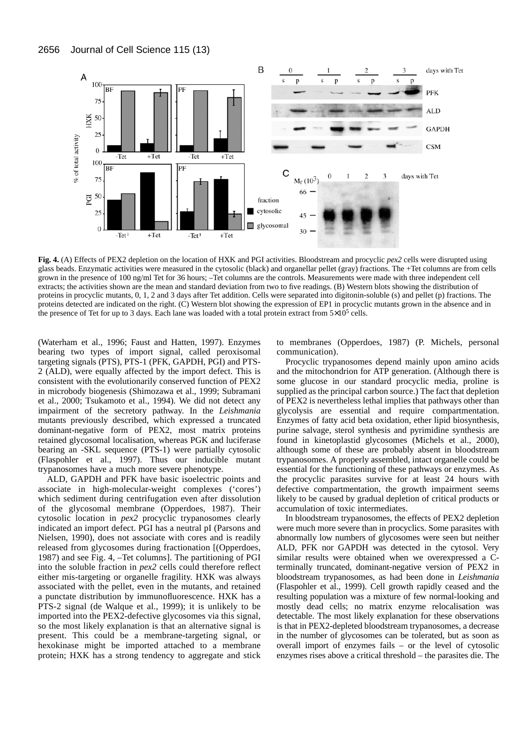**Fig. 4.** (A) Effects of PEX2 depletion on the location of HXK and PGI activities. Bloodstream and procyclic *pex2* cells were disrupted using glass beads. Enzymatic activities were measured in the cytosolic (black) and organellar pellet (gray) fractions. The +Tet columns are from cells grown in the presence of 100 ng/ml Tet for 36 hours; –Tet columns are the controls. Measurements were made with three independent cell extracts; the activities shown are the mean and standard deviation from two to five readings. (B) Western blots showing the distribution of proteins in procyclic mutants, 0, 1, 2 and 3 days after Tet addition. Cells were separated into digitonin-soluble (s) and pellet (p) fractions. The proteins detected are indicated on the right. (C) Western blot showing the expression of EP1 in procyclic mutants grown in the absence and in the presence of Tet for up to 3 days. Each lane was loaded with a total protein extract from $5\times10^5$ cells.

(Waterham et al., 1996; Faust and Hatten, 1997). Enzymes bearing two types of import signal, called peroxisomal targeting signals (PTS), PTS-1 (PFK, GAPDH, PGI) and PTS-2 (ALD), were equally affected by the import defect. This is consistent with the evolutionarily conserved function of PEX2 in microbody biogenesis (Shimozawa et al., 1999; Subramani et al., 2000; Tsukamoto et al., 1994). We did not detect any impairment of the secretory pathway. In the *Leishmania* mutants previously described, which expressed a truncated dominant-negative form of PEX2, most matrix proteins retained glycosomal localisation, whereas PGK and luciferase bearing an -SKL sequence (PTS-1) were partially cytosolic (Flaspohler et al., 1997). Thus our inducible mutant trypanosomes have a much more severe phenotype.

ALD, GAPDH and PFK have basic isoelectric points and associate in high-molecular-weight complexes ('cores') which sediment during centrifugation even after dissolution of the glycosomal membrane (Opperdoes, 1987). Their cytosolic location in *pex2* procyclic trypanosomes clearly indicated an import defect. PGI has a neutral pI (Parsons and Nielsen, 1990), does not associate with cores and is readily released from glycosomes during fractionation [(Opperdoes, 1987) and see Fig. 4, –Tet columns]. The partitioning of PGI into the soluble fraction in *pex2* cells could therefore reflect either mis-targeting or organelle fragility. HXK was always associated with the pellet, even in the mutants, and retained a punctate distribution by immunofluorescence. HXK has a PTS-2 signal (de Walque et al., 1999); it is unlikely to be imported into the PEX2-defective glycosomes via this signal, so the most likely explanation is that an alternative signal is present. This could be a membrane-targeting signal, or hexokinase might be imported attached to a membrane protein; HXK has a strong tendency to aggregate and stick to membranes (Opperdoes, 1987) (P. Michels, personal communication).

Procyclic trypanosomes depend mainly upon amino acids and the mitochondrion for ATP generation. (Although there is some glucose in our standard procyclic media, proline is supplied as the principal carbon source.) The fact that depletion of PEX2 is nevertheless lethal implies that pathways other than glycolysis are essential and require compartmentation. Enzymes of fatty acid beta oxidation, ether lipid biosynthesis, purine salvage, sterol synthesis and pyrimidine synthesis are found in kinetoplastid glycosomes (Michels et al., 2000), although some of these are probably absent in bloodstream trypanosomes. A properly assembled, intact organelle could be essential for the functioning of these pathways or enzymes. As the procyclic parasites survive for at least 24 hours with defective compartmentation, the growth impairment seems likely to be caused by gradual depletion of critical products or accumulation of toxic intermediates.

In bloodstream trypanosomes, the effects of PEX2 depletion were much more severe than in procyclics. Some parasites with abnormally low numbers of glycosomes were seen but neither ALD, PFK nor GAPDH was detected in the cytosol. Very similar results were obtained when we overexpressed a C-terminally truncated, dominant-negative version of PEX2 in bloodstream trypanosomes, as had been done in *Leishmania* (Flaspohler et al., 1999). Cell growth rapidly ceased and the resulting population was a mixture of few normal-looking and mostly dead cells; no matrix enzyme relocalisation was detectable. The most likely explanation for these observations is that in PEX2-depleted bloodstream trypanosomes, a decrease in the number of glycosomes can be tolerated, but as soon as overall import of enzymes fails – or the level of cytosolic enzymes rises above a critical threshold – the parasites die. The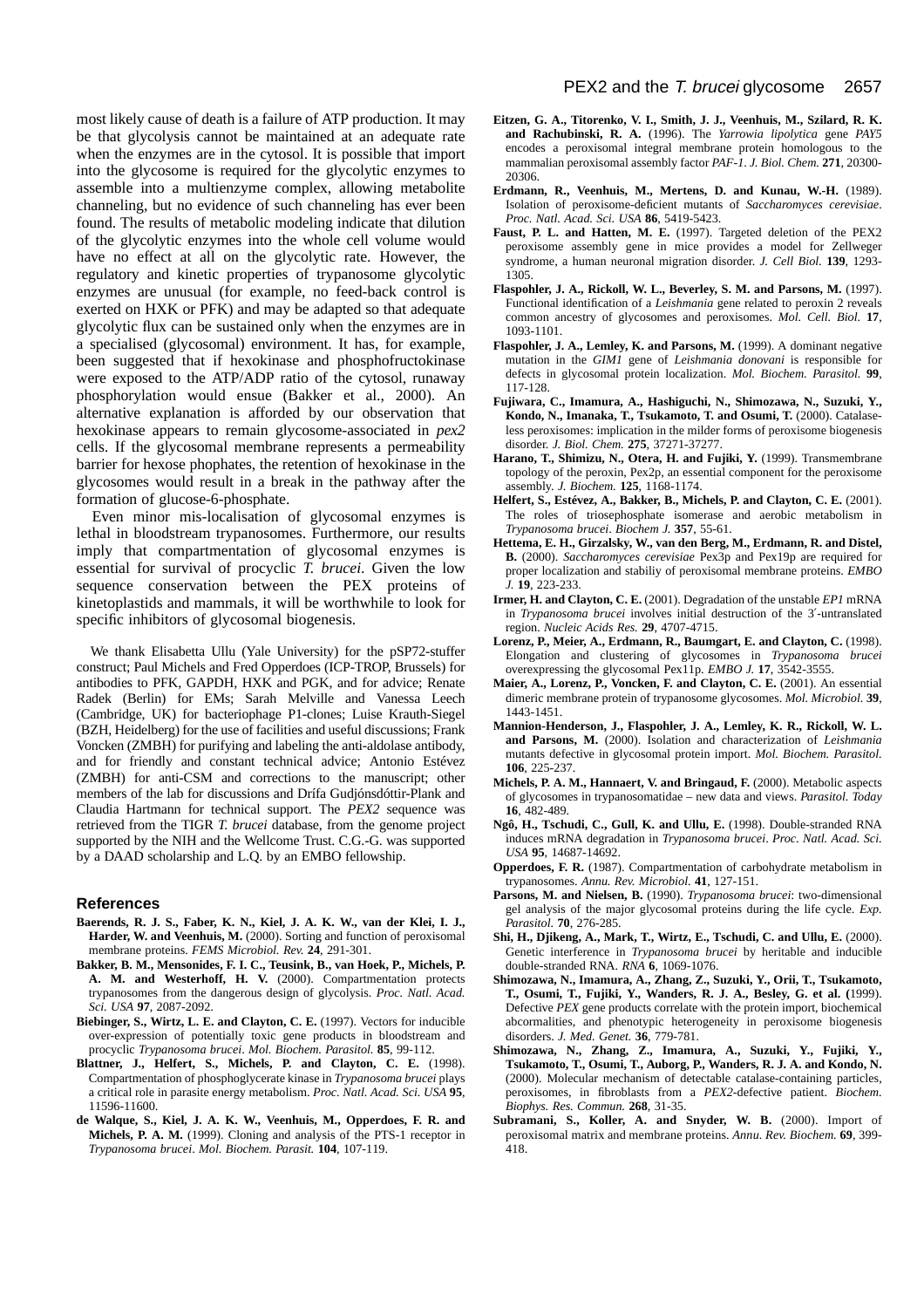most likely cause of death is a failure of ATP production. It may be that glycolysis cannot be maintained at an adequate rate when the enzymes are in the cytosol. It is possible that import into the glycosome is required for the glycolytic enzymes to assemble into a multienzyme complex, allowing metabolite channeling, but no evidence of such channeling has ever been found. The results of metabolic modeling indicate that dilution of the glycolytic enzymes into the whole cell volume would have no effect at all on the glycolytic rate. However, the regulatory and kinetic properties of trypanosome glycolytic enzymes are unusual (for example, no feed-back control is exerted on HXK or PFK) and may be adapted so that adequate glycolytic flux can be sustained only when the enzymes are in a specialised (glycosomal) environment. It has, for example, been suggested that if hexokinase and phosphofructokinase were exposed to the ATP/ADP ratio of the cytosol, runaway phosphorylation would ensue (Bakker et al., 2000). An alternative explanation is afforded by our observation that hexokinase appears to remain glycosome-associated in *pex2* cells. If the glycosomal membrane represents a permeability barrier for hexose phophates, the retention of hexokinase in the glycosomes would result in a break in the pathway after the formation of glucose-6-phosphate.

Even minor mis-localisation of glycosomal enzymes is lethal in bloodstream trypanosomes. Furthermore, our results imply that compartmentation of glycosomal enzymes is essential for survival of procyclic *T. brucei*. Given the low sequence conservation between the PEX proteins of kinetoplastids and mammals, it will be worthwhile to look for specific inhibitors of glycosomal biogenesis.

We thank Elisabetta Ullu (Yale University) for the pSP72-stuffer construct; Paul Michels and Fred Opperdoes (ICP-TROP, Brussels) for antibodies to PFK, GAPDH, HXK and PGK, and for advice; Renate Radek (Berlin) for EMs; Sarah Melville and Vanessa Leech (Cambridge, UK) for bacteriophage P1-clones; Luise Krauth-Siegel (BZH, Heidelberg) for the use of facilities and useful discussions; Frank Voncken (ZMBH) for purifying and labeling the anti-aldolase antibody, and for friendly and constant technical advice; Antonio Estévez (ZMBH) for anti-CSM and corrections to the manuscript; other members of the lab for discussions and Drífa Gudjónsdóttir-Plank and Claudia Hartmann for technical support. The *PEX2* sequence was retrieved from the TIGR *T. brucei* database, from the genome project supported by the NIH and the Wellcome Trust. C.G.-G. was supported by a DAAD scholarship and L.Q. by an EMBO fellowship.

## References

**Baerends, R. J. S., Faber, K. N., Kiel, J. A. K. W., van der Klei, I. J., Harder, W. and Veenhuis, M.** (2000). Sorting and function of peroxisomal membrane proteins. *FEMS Microbiol. Rev.* **24**, 291-301.

**Bakker, B. M., Mensonides, F. I. C., Teusink, B., van Hoek, P., Michels, P. A. M. and Westerhoff, H. V.** (2000). Compartmentation protects trypanosomes from the dangerous design of glycolysis. *Proc. Natl. Acad. Sci. USA* **97**, 2087-2092.

**Biebinger, S., Wirtz, L. E. and Clayton, C. E.** (1997). Vectors for inducible over-expression of potentially toxic gene products in bloodstream and procyclic *Trypanosoma brucei*. *Mol. Biochem. Parasitol.* **85**, 99-112.

**Blattner, J., Helfert, S., Michels, P. and Clayton, C. E.** (1998). Compartmentation of phosphoglycerate kinase in *Trypanosoma brucei* plays a critical role in parasite energy metabolism. *Proc. Natl. Acad. Sci. USA* **95**, 11596-11600.

**de Walque, S., Kiel, J. A. K. W., Veenhuis, M., Opperdoes, F. R. and Michels, P. A. M.** (1999). Cloning and analysis of the PTS-1 receptor in *Trypanosoma brucei*. *Mol. Biochem. Parasit.* **104**, 107-119.

**Eitzen, G. A., Titorenko, V. I., Smith, J. J., Veenhuis, M., Szilard, R. K. and Rachubinski, R. A.** (1996). The *Yarrowia lipolytica* gene *PAY5* encodes a peroxisomal integral membrane protein homologous to the mammalian peroxisomal assembly factor *PAF-1*. *J. Biol. Chem.* **271**, 20300-20306.

**Erdmann, R., Veenhuis, M., Mertens, D. and Kunau, W.-H.** (1989). Isolation of peroxisome-deficient mutants of *Saccharomyces cerevisiae*. *Proc. Natl. Acad. Sci. USA* **86**, 5419-5423.

**Faust, P. L. and Hatten, M. E.** (1997). Targeted deletion of the PEX2 peroxisome assembly gene in mice provides a model for Zellweger syndrome, a human neuronal migration disorder. *J. Cell Biol.* **139**, 1293-1305.

**Flaspohler, J. A., Rickoll, W. L., Beverley, S. M. and Parsons, M.** (1997). Functional identification of a *Leishmania* gene related to peroxin 2 reveals common ancestry of glycosomes and peroxisomes. *Mol. Cell. Biol.* **17**, 1093-1101.

**Flaspohler, J. A., Lemley, K. and Parsons, M.** (1999). A dominant negative mutation in the *GIM1* gene of *Leishmania donovani* is responsible for defects in glycosomal protein localization. *Mol. Biochem. Parasitol.* **99**, 117-128.

**Fujiwara, C., Imamura, A., Hashiguchi, N., Shimozawa, N., Suzuki, Y., Kondo, N., Imanaka, T., Tsukamoto, T. and Osumi, T.** (2000). Catalase-less peroxisomes: implication in the milder forms of peroxisome biogenesis disorder. *J. Biol. Chem.* **275**, 37271-37277.

**Harano, T., Shimizu, N., Otera, H. and Fujiki, Y.** (1999). Transmembrane topology of the peroxin, Pex2p, an essential component for the peroxisome assembly. *J. Biochem.* **125**, 1168-1174.

**Helfert, S., Estévez, A., Bakker, B., Michels, P. and Clayton, C. E.** (2001). The roles of triosephosphate isomerase and aerobic metabolism in *Trypanosoma brucei*. *Biochem J.* **357**, 55-61.

**Hettema, E. H., Girzalsky, W., van den Berg, M., Erdmann, R. and Distel, B.** (2000). *Saccharomyces cerevisiae* Pex3p and Pex19p are required for proper localization and stabiliy of peroxisomal membrane proteins. *EMBO J.* **19**, 223-233.

**Irmer, H. and Clayton, C. E.** (2001). Degradation of the unstable *EP1* mRNA in *Trypanosoma brucei* involves initial destruction of the 3′-untranslated region. *Nucleic Acids Res.* **29**, 4707-4715.

**Lorenz, P., Meier, A., Erdmann, R., Baumgart, E. and Clayton, C. E.** (1998). Elongation and clustering of glycosomes in *Trypanosoma brucei* overexpressing the glycosomal Pex11p. *EMBO J.* **17**, 3542-3555.

**Maier, A., Lorenz, P., Voncken, F. and Clayton, C. E.** (2001). An essential dimeric membrane protein of trypanosome glycosomes. *Mol. Microbiol.* **39**, 1443-1451.

**Mannion-Henderson, J., Flaspohler, J. A., Lemley, K. R., Rickoll, W. L. and Parsons, M.** (2000). Isolation and characterization of *Leishmania* mutants defective in glycosomal protein import. *Mol. Biochem. Parasitol.* **106**, 225-237.

**Michels, P. A. M., Hannaert, V. and Bringaud, F.** (2000). Metabolic aspects of glycosomes in trypanosomatidae – new data and views. *Parasitol. Today* **16**, 482-489.

**Ngô, H., Tschudi, C., Gull, K. and Ullu, E.** (1998). Double-stranded RNA induces mRNA degradation in *Trypanosoma brucei*. *Proc. Natl. Acad. Sci. USA* **95**, 14687-14692.

**Opperdoes, F. R.** (1987). Compartmentation of carbohydrate metabolism in trypanosomes. *Annu. Rev. Microbiol.* **41**, 127-151.

**Parsons, M. and Nielsen, B.** (1990). *Trypanosoma brucei*: two-dimensional gel analysis of the major glycosomal proteins during the life cycle. *Exp. Parasitol.* **70**, 276-285.

**Shi, H., Djikeng, A., Mark, T., Wirtz, E., Tschudi, C. and Ullu, E.** (2000). Genetic interference in *Trypanosoma brucei* by heritable and inducible double-stranded RNA. *RNA* **6**, 1069-1076.

**Shimozawa, N., Imamura, A., Zhang, Z., Suzuki, Y., Orii, T., Tsukamoto, T., Osumi, T., Fujiki, Y., Wanders, R. J. A., Besley, G. et al. (**1999). Defective *PEX* gene products correlate with the protein import, biochemical abcormalities, and phenotypic heterogeneity in peroxisome biogenesis disorders. *J. Med. Genet.* **36**, 779-781.

**Shimozawa, N., Zhang, Z., Imamura, A., Suzuki, Y., Fujiki, Y., Tsukamoto, T., Osumi, T., Auborg, P., Wanders, R. J. A. and Kondo, N.** (2000). Molecular mechanism of detectable catalase-containing particles, peroxisomes, in fibroblasts from a *PEX2*-defective patient. *Biochem. Biophys. Res. Commun.* **268**, 31-35.

**Subramani, S., Koller, A. and Snyder, W. B.** (2000). Import of peroxisomal matrix and membrane proteins. *Annu. Rev. Biochem.* **69**, 399-418.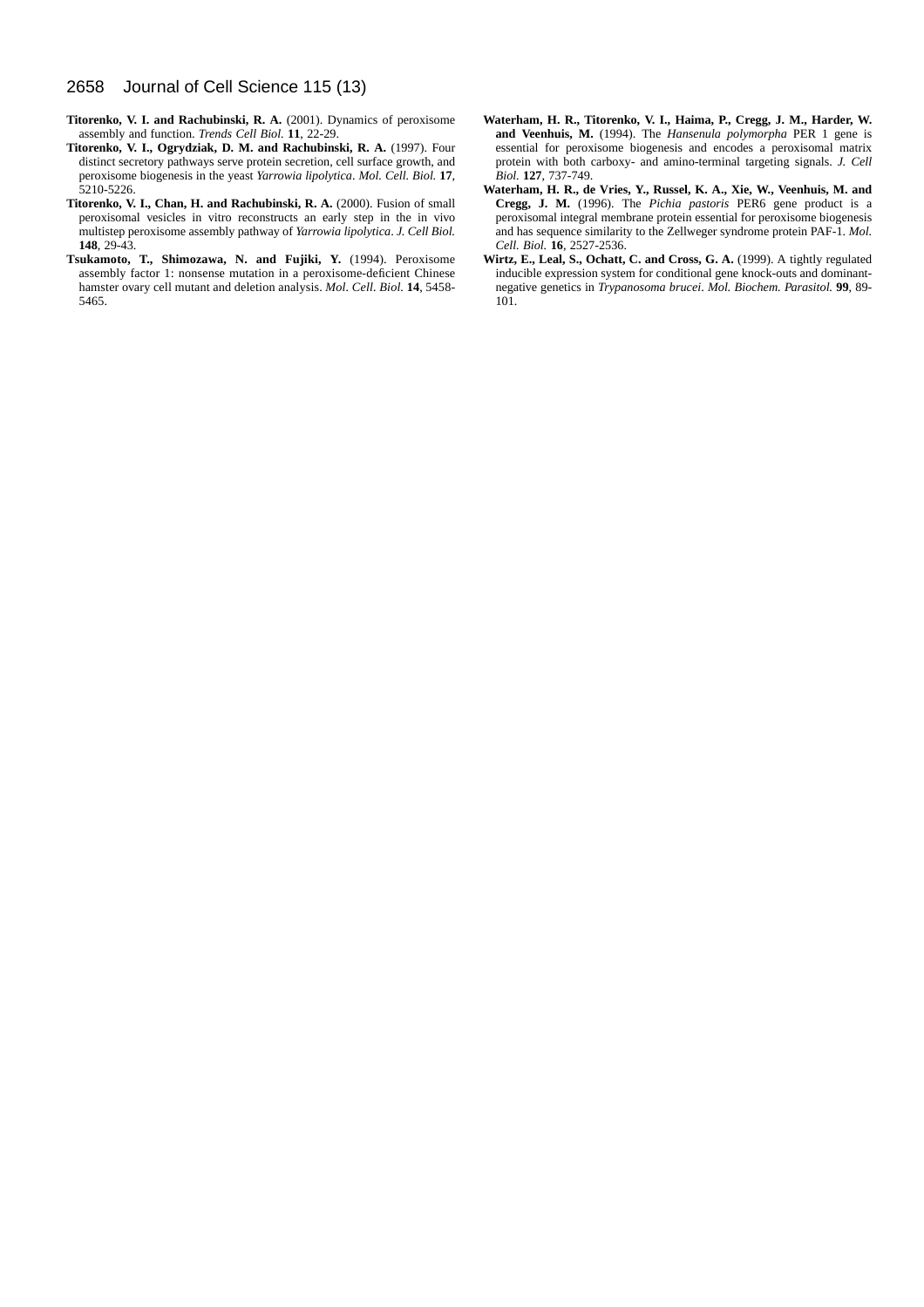**Titorenko, V. I. and Rachubinski, R. A.** (2001). Dynamics of peroxisome assembly and function. *Trends Cell Biol.* **11**, 22-29.

**Titorenko, V. I., Ogrydziak, D. M. and Rachubinski, R. A.** (1997). Four distinct secretory pathways serve protein secretion, cell surface growth, and peroxisome biogenesis in the yeast *Yarrowia lipolytica*. *Mol. Cell. Biol.* **17**, 5210-5226.

**Titorenko, V. I., Chan, H. and Rachubinski, R. A.** (2000). Fusion of small peroxisomal vesicles in vitro reconstructs an early step in the in vivo multistep peroxisome assembly pathway of *Yarrowia lipolytica*. *J. Cell Biol.* **148**, 29-43.

**Tsukamoto, T., Shimozawa, N. and Fujiki, Y.** (1994). Peroxisome assembly factor 1: nonsense mutation in a peroxisome-deficient Chinese hamster ovary cell mutant and deletion analysis. *Mol. Cell. Biol.* **14**, 5458-5465.

**Waterham, H. R., Titorenko, V. I., Haima, P., Cregg, J. M., Harder, W. and Veenhuis, M.** (1994). The *Hansenula polymorpha* PER 1 gene is essential for peroxisome biogenesis and encodes a peroxisomal matrix protein with both carboxy- and amino-terminal targeting signals. *J. Cell Biol.* **127**, 737-749.

**Waterham, H. R., de Vries, Y., Russel, K. A., Xie, W., Veenhuis, M. and Cregg, J. M.** (1996). The *Pichia pastoris* PER6 gene product is a peroxisomal integral membrane protein essential for peroxisome biogenesis and has sequence similarity to the Zellweger syndrome protein PAF-1. *Mol. Cell. Biol.* **16**, 2527-2536.

**Wirtz, E., Leal, S., Ochatt, C. and Cross, G. A.** (1999). A tightly regulated inducible expression system for conditional gene knock-outs and dominant-negative genetics in *Trypanosoma brucei*. *Mol. Biochem. Parasitol.* **99**, 89-101.